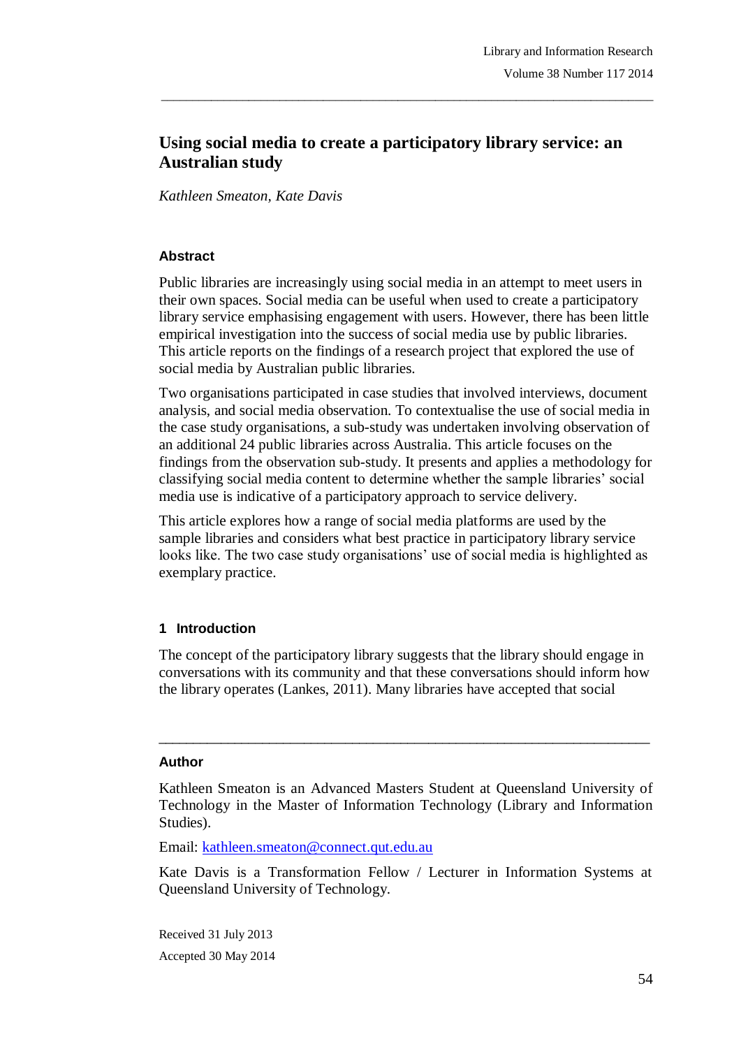# Using social media to create a participatory library service: an Australian study

*Kathleen Smeaton, Kate Davis*

### Abstract

Public libraries are increasingly using social media in an attempt to meet users in their own spaces. Social media can be useful when used to create a participatory library service emphasising engagement with users. However, there has been little empirical investigation into the success of social media use by public libraries. This article reports on the findings of a research project that explored the use of social media by Australian public libraries.

Two organisations participated in case studies that involved interviews, document analysis, and social media observation. To contextualise the use of social media in the case study organisations, a sub-study was undertaken involving observation of an additional 24 public libraries across Australia. This article focuses on the findings from the observation sub-study. It presents and applies a methodology for classifying social media content to determine whether the sample libraries' social media use is indicative of a participatory approach to service delivery.

This article explores how a range of social media platforms are used by the sample libraries and considers what best practice in participatory library service looks like. The two case study organisations' use of social media is highlighted as exemplary practice.

## 1 Introduction

The concept of the participatory library suggests that the library should engage in conversations with its community and that these conversations should inform how the library operates (Lankes, 2011). Many libraries have accepted that social

---

### Author

Kathleen Smeaton is an Advanced Masters Student at Queensland University of Technology in the Master of Information Technology (Library and Information Studies).

Email: kathleen.smeaton@connect.qut.edu.au

Kate Davis is a Transformation Fellow / Lecturer in Information Systems at Queensland University of Technology.

Received 31 July 2013

Accepted 30 May 2014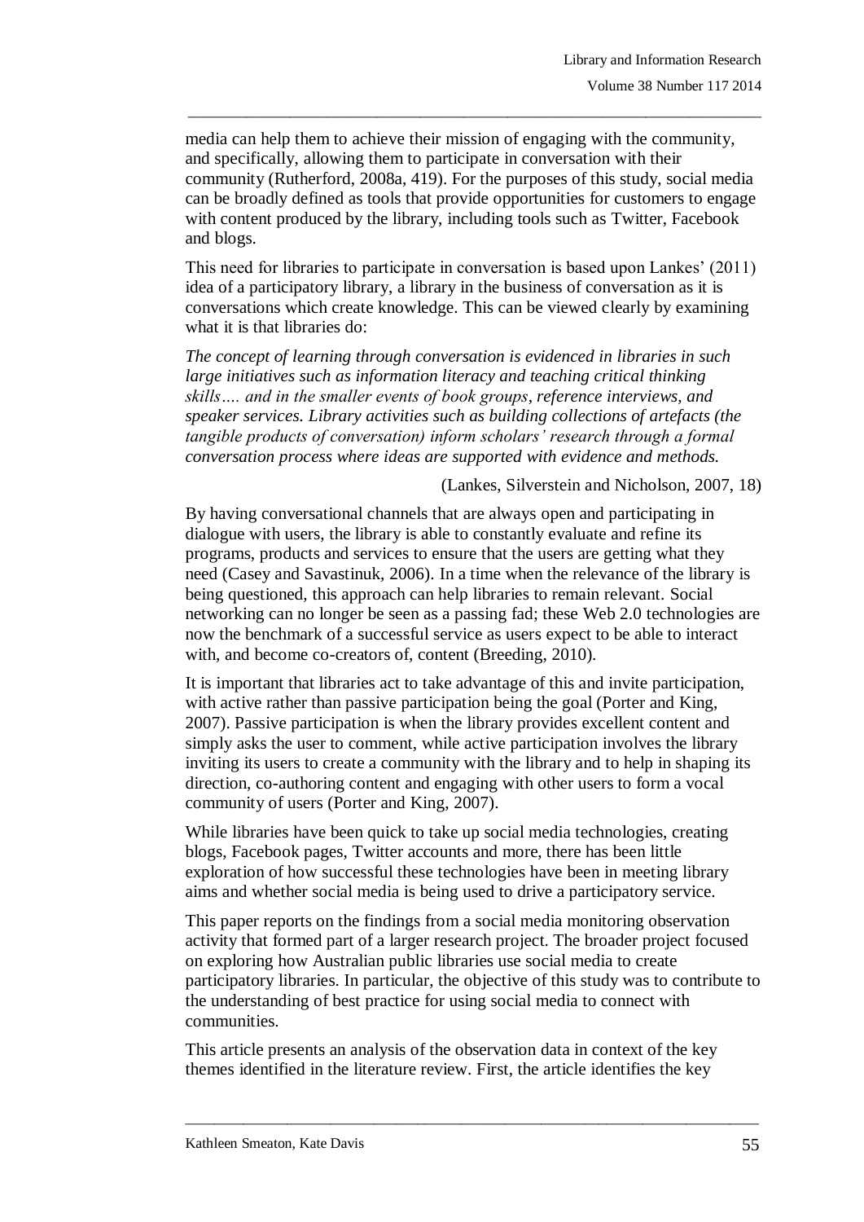media can help them to achieve their mission of engaging with the community, and specifically, allowing them to participate in conversation with their community (Rutherford, 2008a, 419). For the purposes of this study, social media can be broadly defined as tools that provide opportunities for customers to engage with content produced by the library, including tools such as Twitter, Facebook and blogs.

This need for libraries to participate in conversation is based upon Lankes' (2011) idea of a participatory library, a library in the business of conversation as it is conversations which create knowledge. This can be viewed clearly by examining what it is that libraries do:

*The concept of learning through conversation is evidenced in libraries in such large initiatives such as information literacy and teaching critical thinking skills…. and in the smaller events of book groups, reference interviews, and speaker services. Library activities such as building collections of artefacts (the tangible products of conversation) inform scholars' research through a formal conversation process where ideas are supported with evidence and methods.*

(Lankes, Silverstein and Nicholson, 2007, 18)

By having conversational channels that are always open and participating in dialogue with users, the library is able to constantly evaluate and refine its programs, products and services to ensure that the users are getting what they need (Casey and Savastinuk, 2006). In a time when the relevance of the library is being questioned, this approach can help libraries to remain relevant. Social networking can no longer be seen as a passing fad; these Web 2.0 technologies are now the benchmark of a successful service as users expect to be able to interact with, and become co-creators of, content (Breeding, 2010).

It is important that libraries act to take advantage of this and invite participation, with active rather than passive participation being the goal (Porter and King, 2007). Passive participation is when the library provides excellent content and simply asks the user to comment, while active participation involves the library inviting its users to create a community with the library and to help in shaping its direction, co-authoring content and engaging with other users to form a vocal community of users (Porter and King, 2007).

While libraries have been quick to take up social media technologies, creating blogs, Facebook pages, Twitter accounts and more, there has been little exploration of how successful these technologies have been in meeting library aims and whether social media is being used to drive a participatory service.

This paper reports on the findings from a social media monitoring observation activity that formed part of a larger research project. The broader project focused on exploring how Australian public libraries use social media to create participatory libraries. In particular, the objective of this study was to contribute to the understanding of best practice for using social media to connect with communities.

This article presents an analysis of the observation data in context of the key themes identified in the literature review. First, the article identifies the key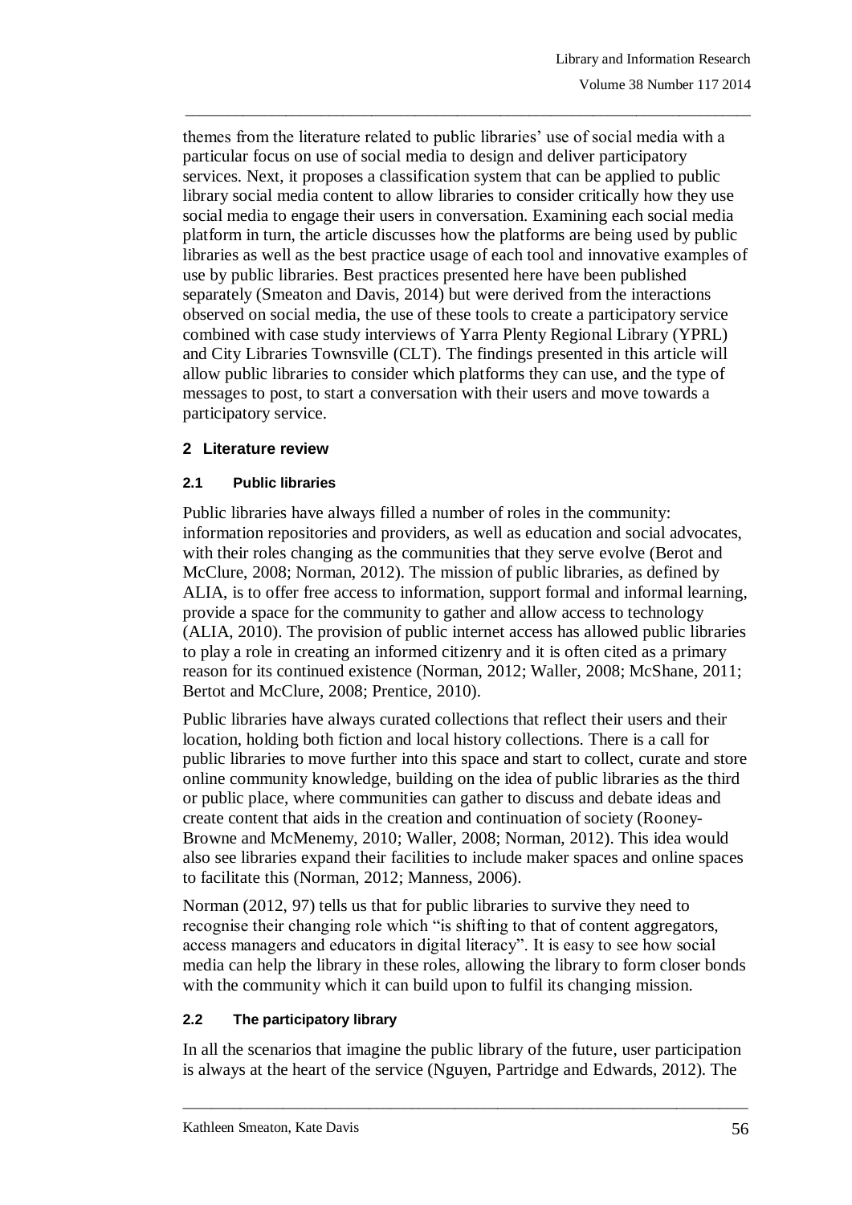themes from the literature related to public libraries' use of social media with a particular focus on use of social media to design and deliver participatory services. Next, it proposes a classification system that can be applied to public library social media content to allow libraries to consider critically how they use social media to engage their users in conversation. Examining each social media platform in turn, the article discusses how the platforms are being used by public libraries as well as the best practice usage of each tool and innovative examples of use by public libraries. Best practices presented here have been published separately (Smeaton and Davis, 2014) but were derived from the interactions observed on social media, the use of these tools to create a participatory service combined with case study interviews of Yarra Plenty Regional Library (YPRL) and City Libraries Townsville (CLT). The findings presented in this article will allow public libraries to consider which platforms they can use, and the type of messages to post, to start a conversation with their users and move towards a participatory service.

## 2 Literature review

### 2.1 Public libraries

Public libraries have always filled a number of roles in the community: information repositories and providers, as well as education and social advocates, with their roles changing as the communities that they serve evolve (Berot and McClure, 2008; Norman, 2012). The mission of public libraries, as defined by ALIA, is to offer free access to information, support formal and informal learning, provide a space for the community to gather and allow access to technology (ALIA, 2010). The provision of public internet access has allowed public libraries to play a role in creating an informed citizenry and it is often cited as a primary reason for its continued existence (Norman, 2012; Waller, 2008; McShane, 2011; Bertot and McClure, 2008; Prentice, 2010).

Public libraries have always curated collections that reflect their users and their location, holding both fiction and local history collections. There is a call for public libraries to move further into this space and start to collect, curate and store online community knowledge, building on the idea of public libraries as the third or public place, where communities can gather to discuss and debate ideas and create content that aids in the creation and continuation of society (Rooney-Browne and McMenemy, 2010; Waller, 2008; Norman, 2012). This idea would also see libraries expand their facilities to include maker spaces and online spaces to facilitate this (Norman, 2012; Manness, 2006).

Norman (2012, 97) tells us that for public libraries to survive they need to recognise their changing role which "is shifting to that of content aggregators, access managers and educators in digital literacy". It is easy to see how social media can help the library in these roles, allowing the library to form closer bonds with the community which it can build upon to fulfil its changing mission.

### 2.2 The participatory library

In all the scenarios that imagine the public library of the future, user participation is always at the heart of the service (Nguyen, Partridge and Edwards, 2012). The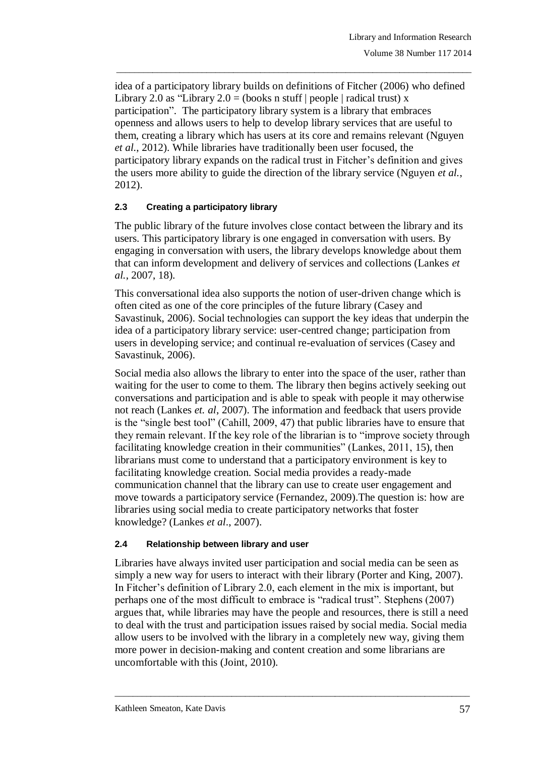idea of a participatory library builds on definitions of Fitcher (2006) who defined Library 2.0 as "Library 2.0 = (books n stuff | people | radical trust) x participation". The participatory library system is a library that embraces openness and allows users to help to develop library services that are useful to them, creating a library which has users at its core and remains relevant (Nguyen *et al.*, 2012). While libraries have traditionally been user focused, the participatory library expands on the radical trust in Fitcher's definition and gives the users more ability to guide the direction of the library service (Nguyen *et al.*, 2012).

### 2.3 Creating a participatory library

The public library of the future involves close contact between the library and its users. This participatory library is one engaged in conversation with users. By engaging in conversation with users, the library develops knowledge about them that can inform development and delivery of services and collections (Lankes *et al.*, 2007, 18).

This conversational idea also supports the notion of user-driven change which is often cited as one of the core principles of the future library (Casey and Savastinuk, 2006). Social technologies can support the key ideas that underpin the idea of a participatory library service: user-centred change; participation from users in developing service; and continual re-evaluation of services (Casey and Savastinuk, 2006).

Social media also allows the library to enter into the space of the user, rather than waiting for the user to come to them. The library then begins actively seeking out conversations and participation and is able to speak with people it may otherwise not reach (Lankes *et. al*, 2007). The information and feedback that users provide is the "single best tool" (Cahill, 2009, 47) that public libraries have to ensure that they remain relevant. If the key role of the librarian is to "improve society through facilitating knowledge creation in their communities" (Lankes, 2011, 15), then librarians must come to understand that a participatory environment is key to facilitating knowledge creation. Social media provides a ready-made communication channel that the library can use to create user engagement and move towards a participatory service (Fernandez, 2009).The question is: how are libraries using social media to create participatory networks that foster knowledge? (Lankes *et al*., 2007).

### 2.4 Relationship between library and user

Libraries have always invited user participation and social media can be seen as simply a new way for users to interact with their library (Porter and King, 2007). In Fitcher's definition of Library 2.0, each element in the mix is important, but perhaps one of the most difficult to embrace is "radical trust". Stephens (2007) argues that, while libraries may have the people and resources, there is still a need to deal with the trust and participation issues raised by social media. Social media allow users to be involved with the library in a completely new way, giving them more power in decision-making and content creation and some librarians are uncomfortable with this (Joint, 2010).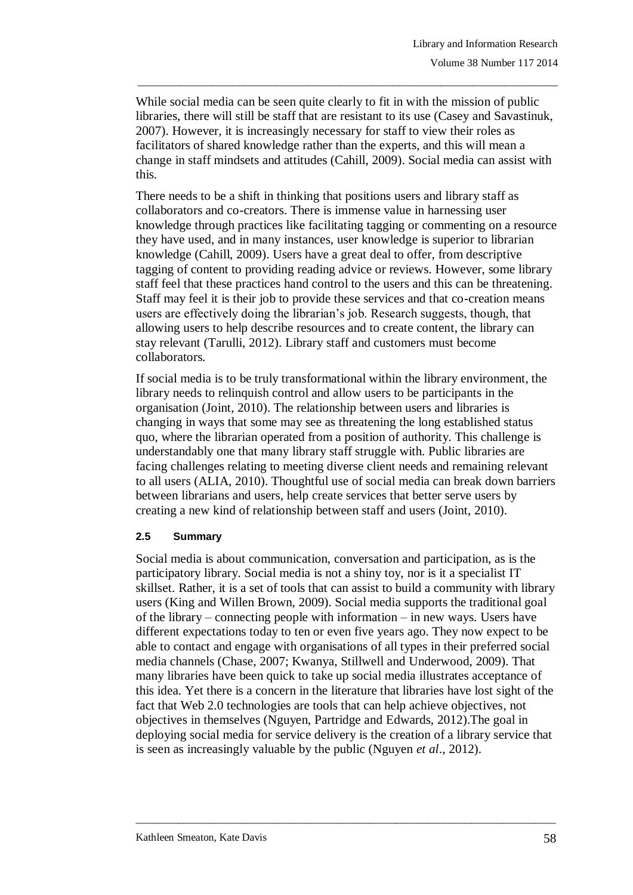While social media can be seen quite clearly to fit in with the mission of public libraries, there will still be staff that are resistant to its use (Casey and Savastinuk, 2007). However, it is increasingly necessary for staff to view their roles as facilitators of shared knowledge rather than the experts, and this will mean a change in staff mindsets and attitudes (Cahill, 2009). Social media can assist with this.

There needs to be a shift in thinking that positions users and library staff as collaborators and co-creators. There is immense value in harnessing user knowledge through practices like facilitating tagging or commenting on a resource they have used, and in many instances, user knowledge is superior to librarian knowledge (Cahill, 2009). Users have a great deal to offer, from descriptive tagging of content to providing reading advice or reviews. However, some library staff feel that these practices hand control to the users and this can be threatening. Staff may feel it is their job to provide these services and that co-creation means users are effectively doing the librarian's job. Research suggests, though, that allowing users to help describe resources and to create content, the library can stay relevant (Tarulli, 2012). Library staff and customers must become collaborators.

If social media is to be truly transformational within the library environment, the library needs to relinquish control and allow users to be participants in the organisation (Joint, 2010). The relationship between users and libraries is changing in ways that some may see as threatening the long established status quo, where the librarian operated from a position of authority. This challenge is understandably one that many library staff struggle with. Public libraries are facing challenges relating to meeting diverse client needs and remaining relevant to all users (ALIA, 2010). Thoughtful use of social media can break down barriers between librarians and users, help create services that better serve users by creating a new kind of relationship between staff and users (Joint, 2010).

### 2.5 Summary

Social media is about communication, conversation and participation, as is the participatory library. Social media is not a shiny toy, nor is it a specialist IT skillset. Rather, it is a set of tools that can assist to build a community with library users (King and Willen Brown, 2009). Social media supports the traditional goal of the library – connecting people with information – in new ways. Users have different expectations today to ten or even five years ago. They now expect to be able to contact and engage with organisations of all types in their preferred social media channels (Chase, 2007; Kwanya, Stillwell and Underwood, 2009). That many libraries have been quick to take up social media illustrates acceptance of this idea. Yet there is a concern in the literature that libraries have lost sight of the fact that Web 2.0 technologies are tools that can help achieve objectives, not objectives in themselves (Nguyen, Partridge and Edwards, 2012).The goal in deploying social media for service delivery is the creation of a library service that is seen as increasingly valuable by the public (Nguyen *et al*., 2012).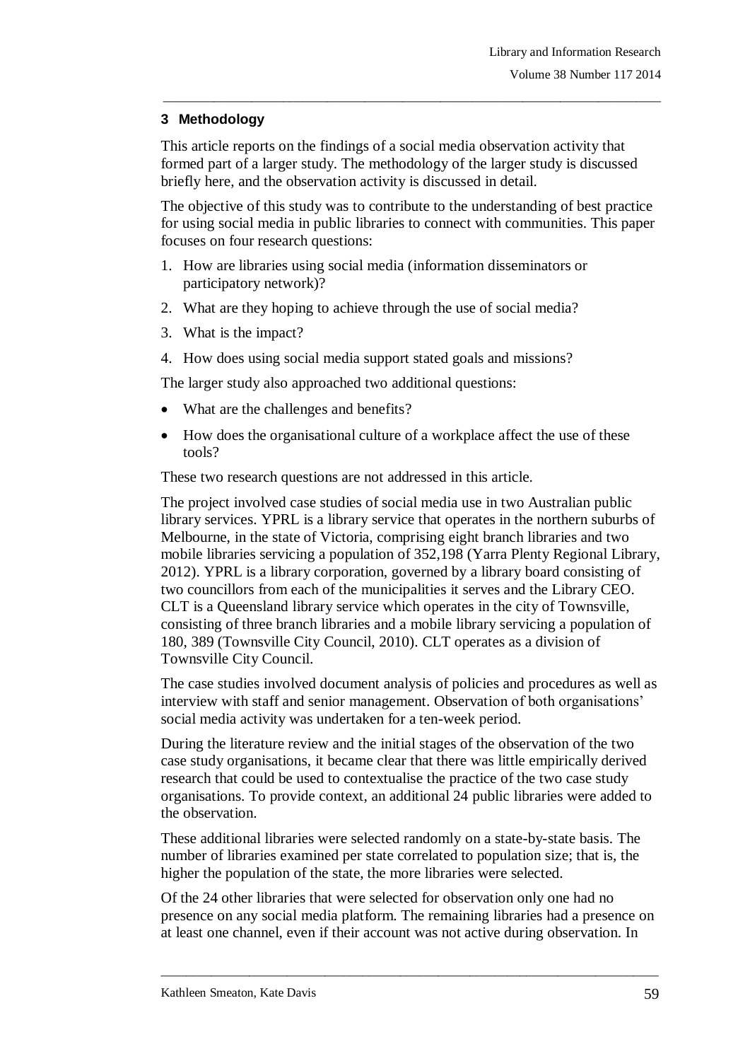## 3 Methodology

This article reports on the findings of a social media observation activity that formed part of a larger study. The methodology of the larger study is discussed briefly here, and the observation activity is discussed in detail.

The objective of this study was to contribute to the understanding of best practice for using social media in public libraries to connect with communities. This paper focuses on four research questions:

1. How are libraries using social media (information disseminators or participatory network)?
2. What are they hoping to achieve through the use of social media?
3. What is the impact?
4. How does using social media support stated goals and missions?

The larger study also approached two additional questions:

- What are the challenges and benefits?
- How does the organisational culture of a workplace affect the use of these tools?

These two research questions are not addressed in this article.

The project involved case studies of social media use in two Australian public library services. YPRL is a library service that operates in the northern suburbs of Melbourne, in the state of Victoria, comprising eight branch libraries and two mobile libraries servicing a population of 352,198 (Yarra Plenty Regional Library, 2012). YPRL is a library corporation, governed by a library board consisting of two councillors from each of the municipalities it serves and the Library CEO. CLT is a Queensland library service which operates in the city of Townsville, consisting of three branch libraries and a mobile library servicing a population of 180, 389 (Townsville City Council, 2010). CLT operates as a division of Townsville City Council.

The case studies involved document analysis of policies and procedures as well as interview with staff and senior management. Observation of both organisations' social media activity was undertaken for a ten-week period.

During the literature review and the initial stages of the observation of the two case study organisations, it became clear that there was little empirically derived research that could be used to contextualise the practice of the two case study organisations. To provide context, an additional 24 public libraries were added to the observation.

These additional libraries were selected randomly on a state-by-state basis. The number of libraries examined per state correlated to population size; that is, the higher the population of the state, the more libraries were selected.

Of the 24 other libraries that were selected for observation only one had no presence on any social media platform. The remaining libraries had a presence on at least one channel, even if their account was not active during observation. In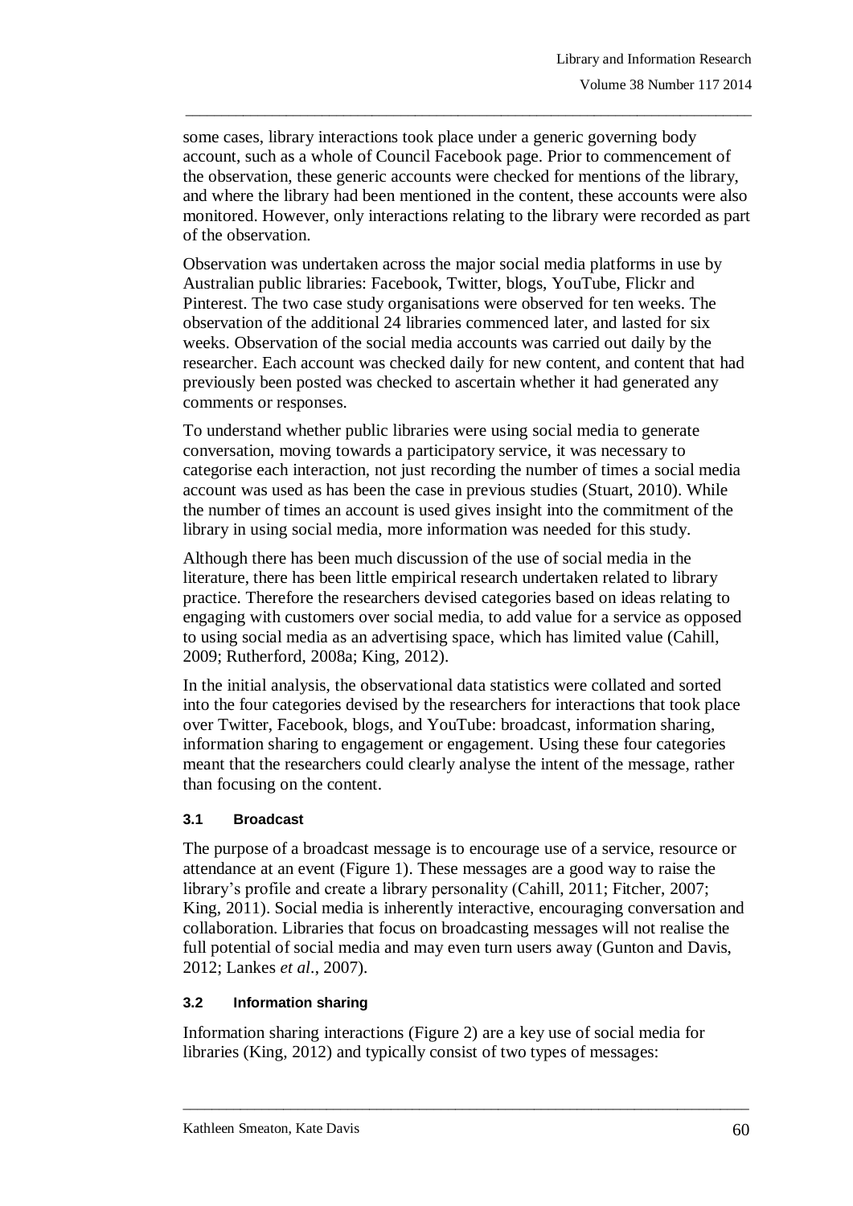some cases, library interactions took place under a generic governing body account, such as a whole of Council Facebook page. Prior to commencement of the observation, these generic accounts were checked for mentions of the library, and where the library had been mentioned in the content, these accounts were also monitored. However, only interactions relating to the library were recorded as part of the observation.

Observation was undertaken across the major social media platforms in use by Australian public libraries: Facebook, Twitter, blogs, YouTube, Flickr and Pinterest. The two case study organisations were observed for ten weeks. The observation of the additional 24 libraries commenced later, and lasted for six weeks. Observation of the social media accounts was carried out daily by the researcher. Each account was checked daily for new content, and content that had previously been posted was checked to ascertain whether it had generated any comments or responses.

To understand whether public libraries were using social media to generate conversation, moving towards a participatory service, it was necessary to categorise each interaction, not just recording the number of times a social media account was used as has been the case in previous studies (Stuart, 2010). While the number of times an account is used gives insight into the commitment of the library in using social media, more information was needed for this study.

Although there has been much discussion of the use of social media in the literature, there has been little empirical research undertaken related to library practice. Therefore the researchers devised categories based on ideas relating to engaging with customers over social media, to add value for a service as opposed to using social media as an advertising space, which has limited value (Cahill, 2009; Rutherford, 2008a; King, 2012).

In the initial analysis, the observational data statistics were collated and sorted into the four categories devised by the researchers for interactions that took place over Twitter, Facebook, blogs, and YouTube: broadcast, information sharing, information sharing to engagement or engagement. Using these four categories meant that the researchers could clearly analyse the intent of the message, rather than focusing on the content.

### 3.1 Broadcast

The purpose of a broadcast message is to encourage use of a service, resource or attendance at an event (Figure 1). These messages are a good way to raise the library's profile and create a library personality (Cahill, 2011; Fitcher, 2007; King, 2011). Social media is inherently interactive, encouraging conversation and collaboration. Libraries that focus on broadcasting messages will not realise the full potential of social media and may even turn users away (Gunton and Davis, 2012; Lankes *et al*., 2007).

### 3.2 Information sharing

Information sharing interactions (Figure 2) are a key use of social media for libraries (King, 2012) and typically consist of two types of messages: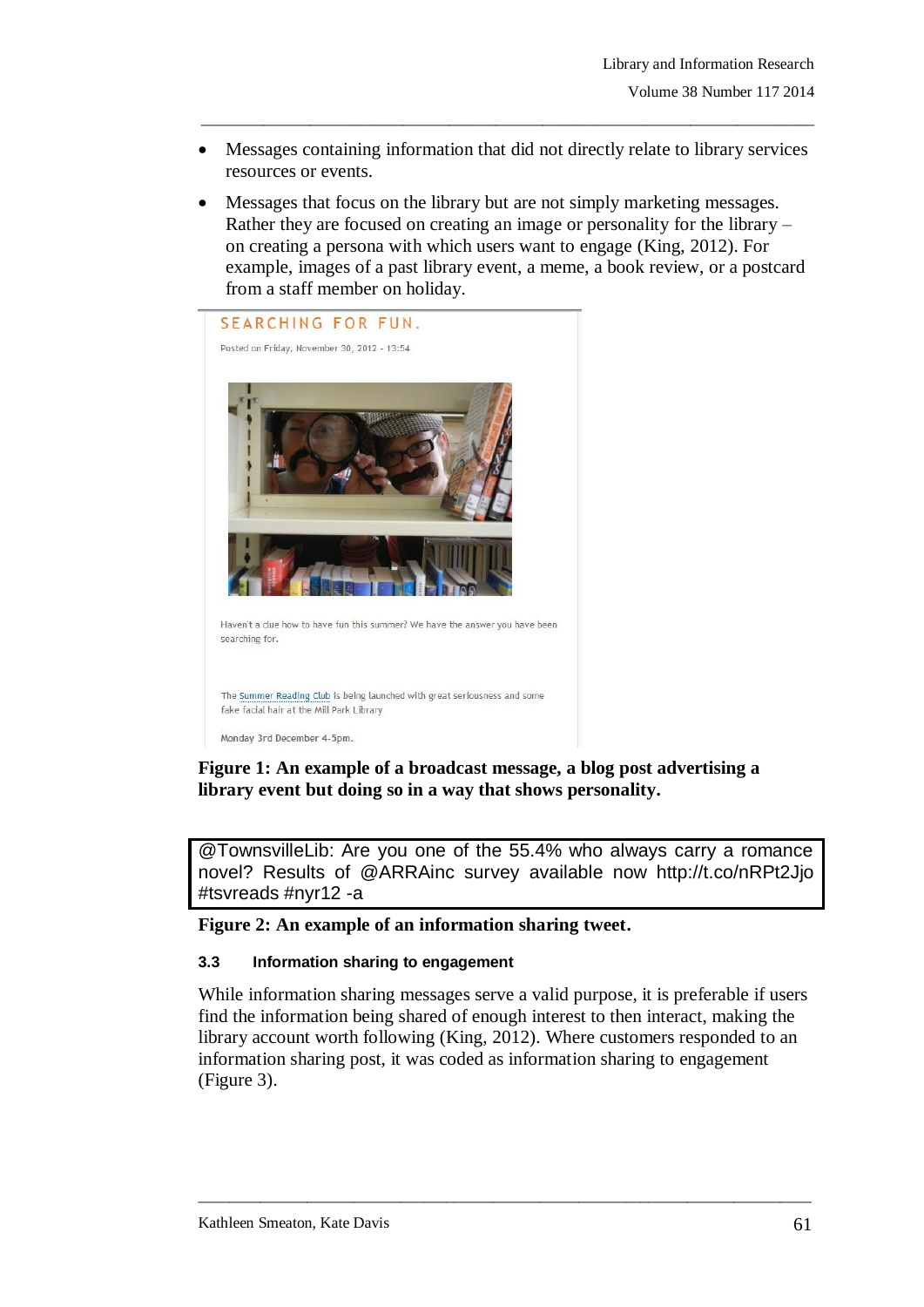- Messages containing information that did not directly relate to library services resources or events.
- Messages that focus on the library but are not simply marketing messages. Rather they are focused on creating an image or personality for the library – on creating a persona with which users want to engage (King, 2012). For example, images of a past library event, a meme, a book review, or a postcard from a staff member on holiday.

SEARCHING FOR FUN.

Posted on Friday, November 30, 2012 - 13:54

Haven't a clue how to have fun this summer? We have the answer you have been searching for.

The Summer Reading Club is being launched with great seriousness and some fake facial hair at the Mill Park Library

Monday 3rd December 4-5pm.

**Figure 1: An example of a broadcast message, a blog post advertising a library event but doing so in a way that shows personality.**

@TownsvilleLib: Are you one of the 55.4% who always carry a romance novel? Results of @ARRAinc survey available now http://t.co/nRPt2Jjo #tsvreads #nyr12 -a

**Figure 2: An example of an information sharing tweet.**

### 3.3 Information sharing to engagement

While information sharing messages serve a valid purpose, it is preferable if users find the information being shared of enough interest to then interact, making the library account worth following (King, 2012). Where customers responded to an information sharing post, it was coded as information sharing to engagement (Figure 3).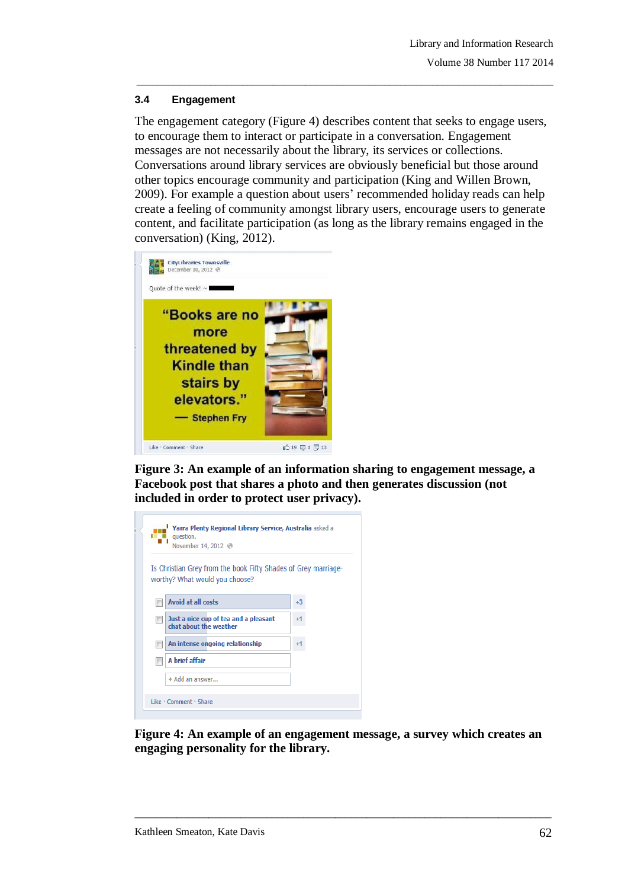### 3.4 Engagement

The engagement category (Figure 4) describes content that seeks to engage users, to encourage them to interact or participate in a conversation. Engagement messages are not necessarily about the library, its services or collections. Conversations around library services are obviously beneficial but those around other topics encourage community and participation (King and Willen Brown, 2009). For example a question about users' recommended holiday reads can help create a feeling of community amongst library users, encourage users to generate content, and facilitate participation (as long as the library remains engaged in the conversation) (King, 2012).

**Figure 3: An example of an information sharing to engagement message, a Facebook post that shares a photo and then generates discussion (not included in order to protect user privacy).**

**Figure 4: An example of an engagement message, a survey which creates an engaging personality for the library.**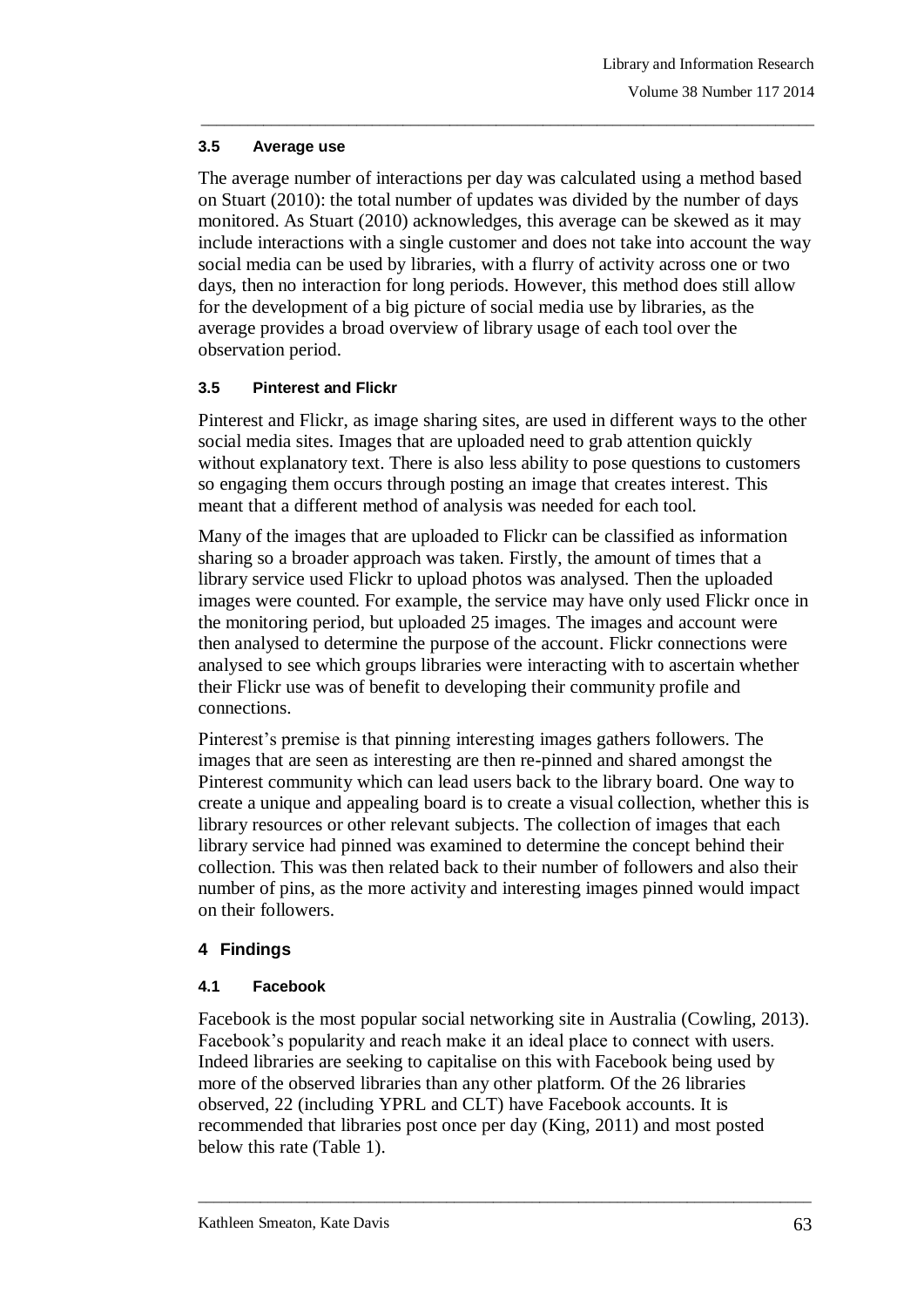### 3.5 Average use

The average number of interactions per day was calculated using a method based on Stuart (2010): the total number of updates was divided by the number of days monitored. As Stuart (2010) acknowledges, this average can be skewed as it may include interactions with a single customer and does not take into account the way social media can be used by libraries, with a flurry of activity across one or two days, then no interaction for long periods. However, this method does still allow for the development of a big picture of social media use by libraries, as the average provides a broad overview of library usage of each tool over the observation period.

### 3.5 Pinterest and Flickr

Pinterest and Flickr, as image sharing sites, are used in different ways to the other social media sites. Images that are uploaded need to grab attention quickly without explanatory text. There is also less ability to pose questions to customers so engaging them occurs through posting an image that creates interest. This meant that a different method of analysis was needed for each tool.

Many of the images that are uploaded to Flickr can be classified as information sharing so a broader approach was taken. Firstly, the amount of times that a library service used Flickr to upload photos was analysed. Then the uploaded images were counted. For example, the service may have only used Flickr once in the monitoring period, but uploaded 25 images. The images and account were then analysed to determine the purpose of the account. Flickr connections were analysed to see which groups libraries were interacting with to ascertain whether their Flickr use was of benefit to developing their community profile and connections.

Pinterest's premise is that pinning interesting images gathers followers. The images that are seen as interesting are then re-pinned and shared amongst the Pinterest community which can lead users back to the library board. One way to create a unique and appealing board is to create a visual collection, whether this is library resources or other relevant subjects. The collection of images that each library service had pinned was examined to determine the concept behind their collection. This was then related back to their number of followers and also their number of pins, as the more activity and interesting images pinned would impact on their followers.

## 4 Findings

### 4.1 Facebook

Facebook is the most popular social networking site in Australia (Cowling, 2013). Facebook's popularity and reach make it an ideal place to connect with users. Indeed libraries are seeking to capitalise on this with Facebook being used by more of the observed libraries than any other platform. Of the 26 libraries observed, 22 (including YPRL and CLT) have Facebook accounts. It is recommended that libraries post once per day (King, 2011) and most posted below this rate (Table 1).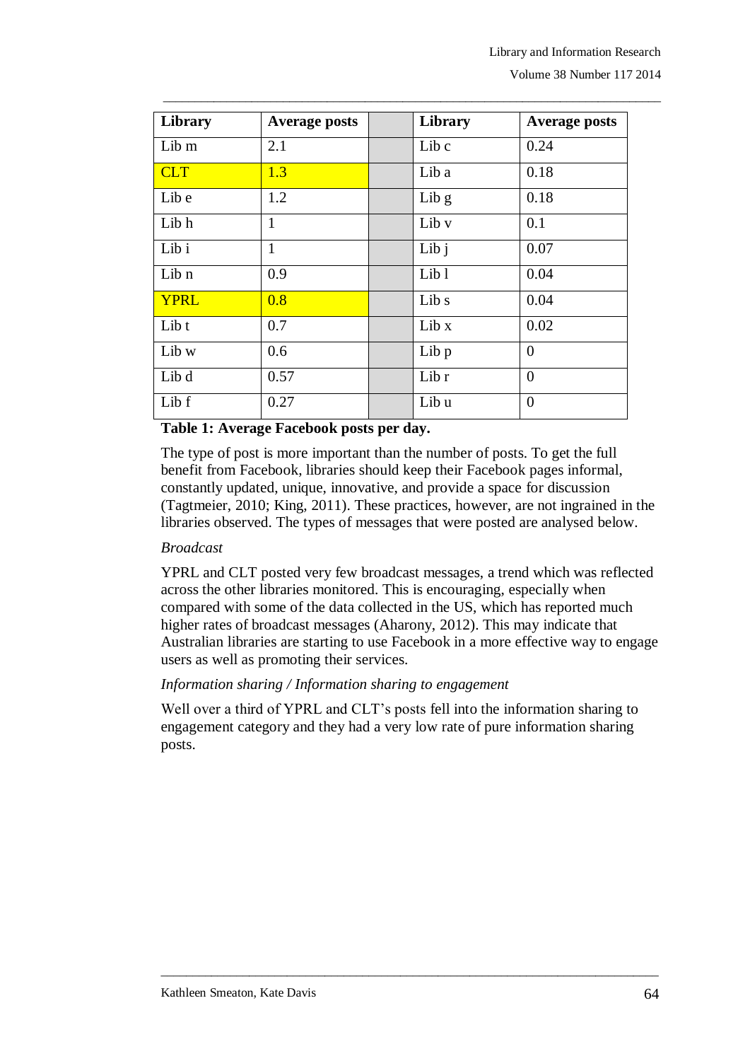| Library | Average posts | | Library | Average posts |
|---|---|---|---|---|
| Lib m | 2.1 | | Lib c | 0.24 |
| CLT | 1.3 | | Lib a | 0.18 |
| Lib e | 1.2 | | Lib g | 0.18 |
| Lib h | 1 | | Lib v | 0.1 |
| Lib i | 1 | | Lib j | 0.07 |
| Lib n | 0.9 | | Lib l | 0.04 |
| YPRL | 0.8 | | Lib s | 0.04 |
| Lib t | 0.7 | | Lib x | 0.02 |
| Lib w | 0.6 | | Lib p | 0 |
| Lib d | 0.57 | | Lib r | 0 |
| Lib f | 0.27 | | Lib u | 0 |

**Table 1: Average Facebook posts per day.**

The type of post is more important than the number of posts. To get the full benefit from Facebook, libraries should keep their Facebook pages informal, constantly updated, unique, innovative, and provide a space for discussion (Tagtmeier, 2010; King, 2011). These practices, however, are not ingrained in the libraries observed. The types of messages that were posted are analysed below.

*Broadcast*

YPRL and CLT posted very few broadcast messages, a trend which was reflected across the other libraries monitored. This is encouraging, especially when compared with some of the data collected in the US, which has reported much higher rates of broadcast messages (Aharony, 2012). This may indicate that Australian libraries are starting to use Facebook in a more effective way to engage users as well as promoting their services.

*Information sharing / Information sharing to engagement*

Well over a third of YPRL and CLT's posts fell into the information sharing to engagement category and they had a very low rate of pure information sharing posts.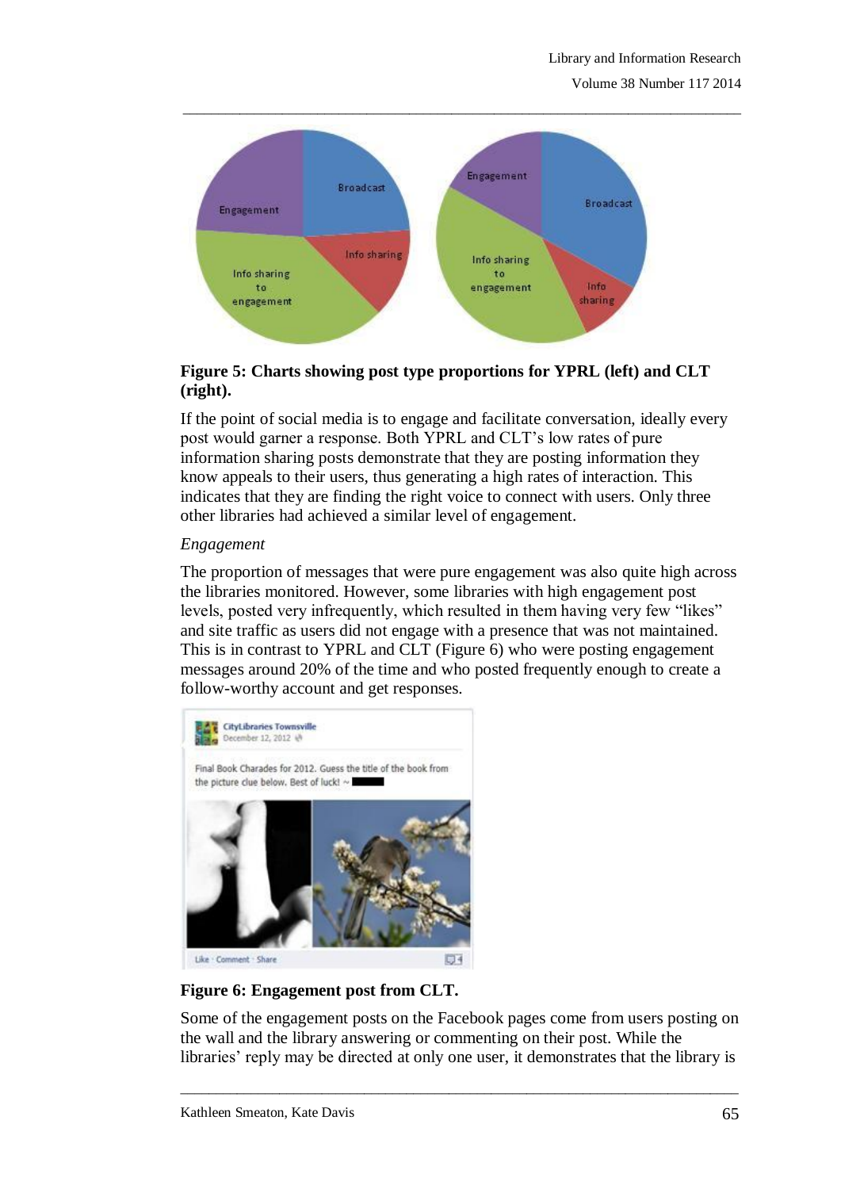**Figure 5: Charts showing post type proportions for YPRL (left) and CLT (right).**

If the point of social media is to engage and facilitate conversation, ideally every post would garner a response. Both YPRL and CLT's low rates of pure information sharing posts demonstrate that they are posting information they know appeals to their users, thus generating a high rates of interaction. This indicates that they are finding the right voice to connect with users. Only three other libraries had achieved a similar level of engagement.

*Engagement*

The proportion of messages that were pure engagement was also quite high across the libraries monitored. However, some libraries with high engagement post levels, posted very infrequently, which resulted in them having very few "likes" and site traffic as users did not engage with a presence that was not maintained. This is in contrast to YPRL and CLT (Figure 6) who were posting engagement messages around 20% of the time and who posted frequently enough to create a follow-worthy account and get responses.

**Figure 6: Engagement post from CLT.**

Some of the engagement posts on the Facebook pages come from users posting on the wall and the library answering or commenting on their post. While the libraries' reply may be directed at only one user, it demonstrates that the library is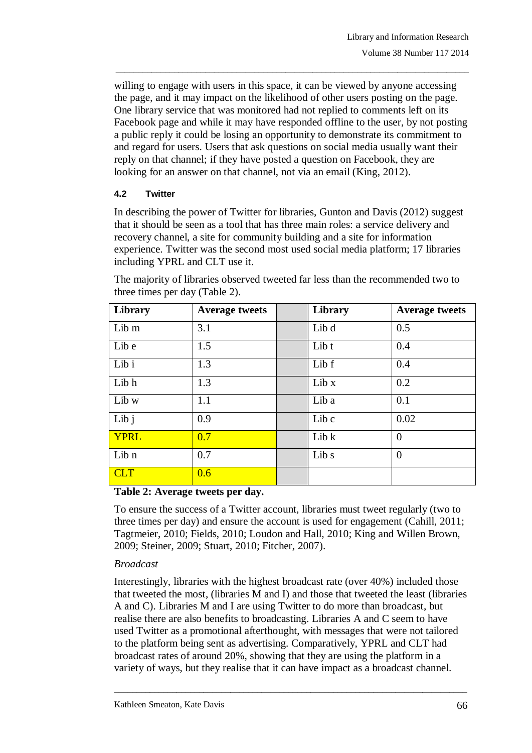willing to engage with users in this space, it can be viewed by anyone accessing the page, and it may impact on the likelihood of other users posting on the page. One library service that was monitored had not replied to comments left on its Facebook page and while it may have responded offline to the user, by not posting a public reply it could be losing an opportunity to demonstrate its commitment to and regard for users. Users that ask questions on social media usually want their reply on that channel; if they have posted a question on Facebook, they are looking for an answer on that channel, not via an email (King, 2012).

### 4.2 Twitter

In describing the power of Twitter for libraries, Gunton and Davis (2012) suggest that it should be seen as a tool that has three main roles: a service delivery and recovery channel, a site for community building and a site for information experience. Twitter was the second most used social media platform; 17 libraries including YPRL and CLT use it.

The majority of libraries observed tweeted far less than the recommended two to three times per day (Table 2).

| Library | Average tweets | | Library | Average tweets |
|---|---|---|---|---|
| Lib m | 3.1 | | Lib d | 0.5 |
| Lib e | 1.5 | | Lib t | 0.4 |
| Lib i | 1.3 | | Lib f | 0.4 |
| Lib h | 1.3 | | Lib x | 0.2 |
| Lib w | 1.1 | | Lib a | 0.1 |
| Lib j | 0.9 | | Lib c | 0.02 |
| YPRL | 0.7 | | Lib k | 0 |
| Lib n | 0.7 | | Lib s | 0 |
| CLT | 0.6 | | | |

**Table 2: Average tweets per day.**

To ensure the success of a Twitter account, libraries must tweet regularly (two to three times per day) and ensure the account is used for engagement (Cahill, 2011; Tagtmeier, 2010; Fields, 2010; Loudon and Hall, 2010; King and Willen Brown, 2009; Steiner, 2009; Stuart, 2010; Fitcher, 2007).

*Broadcast*

Interestingly, libraries with the highest broadcast rate (over 40%) included those that tweeted the most, (libraries M and I) and those that tweeted the least (libraries A and C). Libraries M and I are using Twitter to do more than broadcast, but realise there are also benefits to broadcasting. Libraries A and C seem to have used Twitter as a promotional afterthought, with messages that were not tailored to the platform being sent as advertising. Comparatively, YPRL and CLT had broadcast rates of around 20%, showing that they are using the platform in a variety of ways, but they realise that it can have impact as a broadcast channel.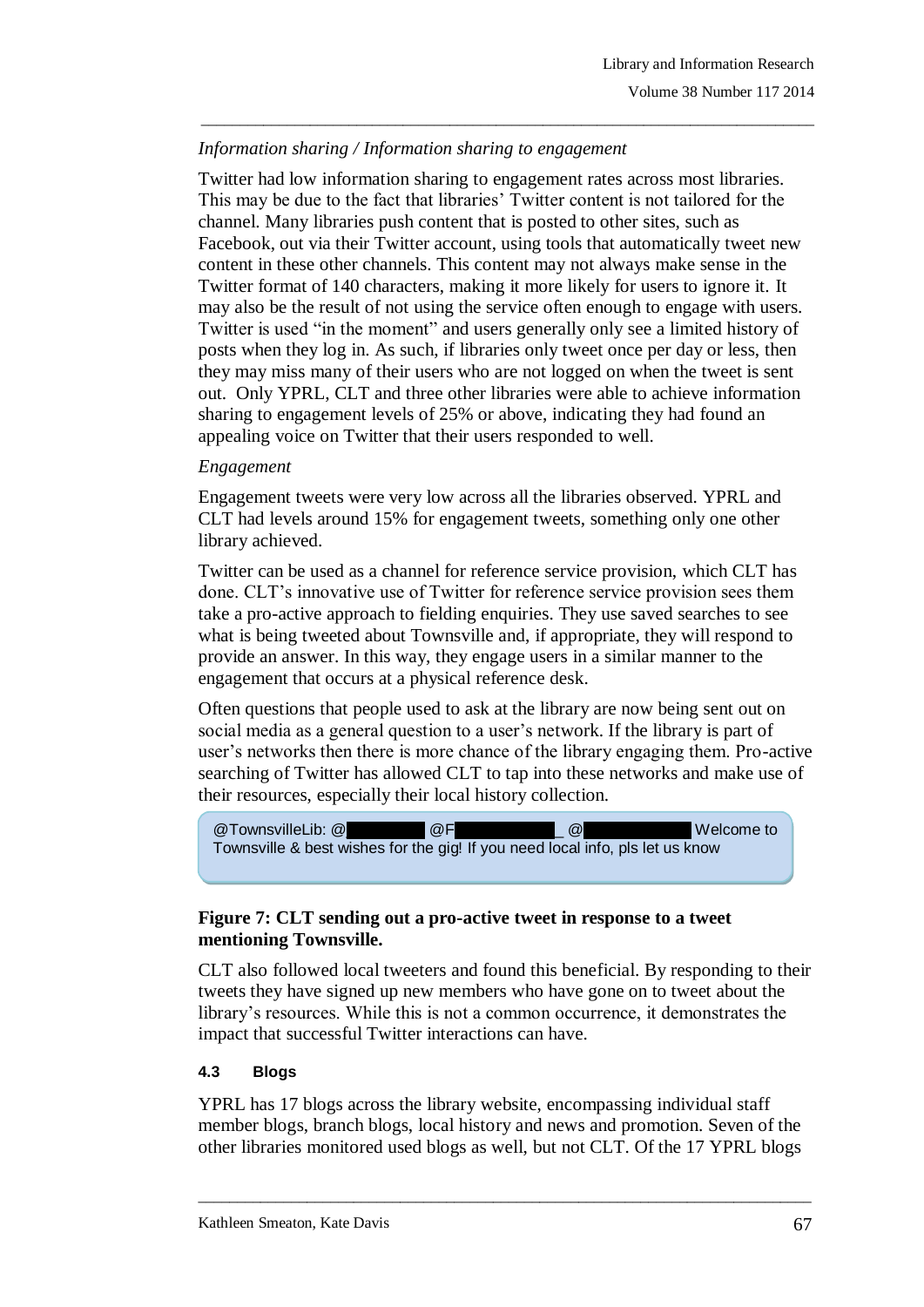*Information sharing / Information sharing to engagement*

Twitter had low information sharing to engagement rates across most libraries. This may be due to the fact that libraries' Twitter content is not tailored for the channel. Many libraries push content that is posted to other sites, such as Facebook, out via their Twitter account, using tools that automatically tweet new content in these other channels. This content may not always make sense in the Twitter format of 140 characters, making it more likely for users to ignore it. It may also be the result of not using the service often enough to engage with users. Twitter is used "in the moment" and users generally only see a limited history of posts when they log in. As such, if libraries only tweet once per day or less, then they may miss many of their users who are not logged on when the tweet is sent out. Only YPRL, CLT and three other libraries were able to achieve information sharing to engagement levels of 25% or above, indicating they had found an appealing voice on Twitter that their users responded to well.

*Engagement*

Engagement tweets were very low across all the libraries observed. YPRL and CLT had levels around 15% for engagement tweets, something only one other library achieved.

Twitter can be used as a channel for reference service provision, which CLT has done. CLT's innovative use of Twitter for reference service provision sees them take a pro-active approach to fielding enquiries. They use saved searches to see what is being tweeted about Townsville and, if appropriate, they will respond to provide an answer. In this way, they engage users in a similar manner to the engagement that occurs at a physical reference desk.

Often questions that people used to ask at the library are now being sent out on social media as a general question to a user's network. If the library is part of user's networks then there is more chance of the library engaging them. Pro-active searching of Twitter has allowed CLT to tap into these networks and make use of their resources, especially their local history collection.

> @TownsvilleLib: @ @F _ @ Welcome to Townsville & best wishes for the gig! If you need local info, pls let us know

**Figure 7: CLT sending out a pro-active tweet in response to a tweet mentioning Townsville.**

CLT also followed local tweeters and found this beneficial. By responding to their tweets they have signed up new members who have gone on to tweet about the library's resources. While this is not a common occurrence, it demonstrates the impact that successful Twitter interactions can have.

### 4.3 Blogs

YPRL has 17 blogs across the library website, encompassing individual staff member blogs, branch blogs, local history and news and promotion. Seven of the other libraries monitored used blogs as well, but not CLT. Of the 17 YPRL blogs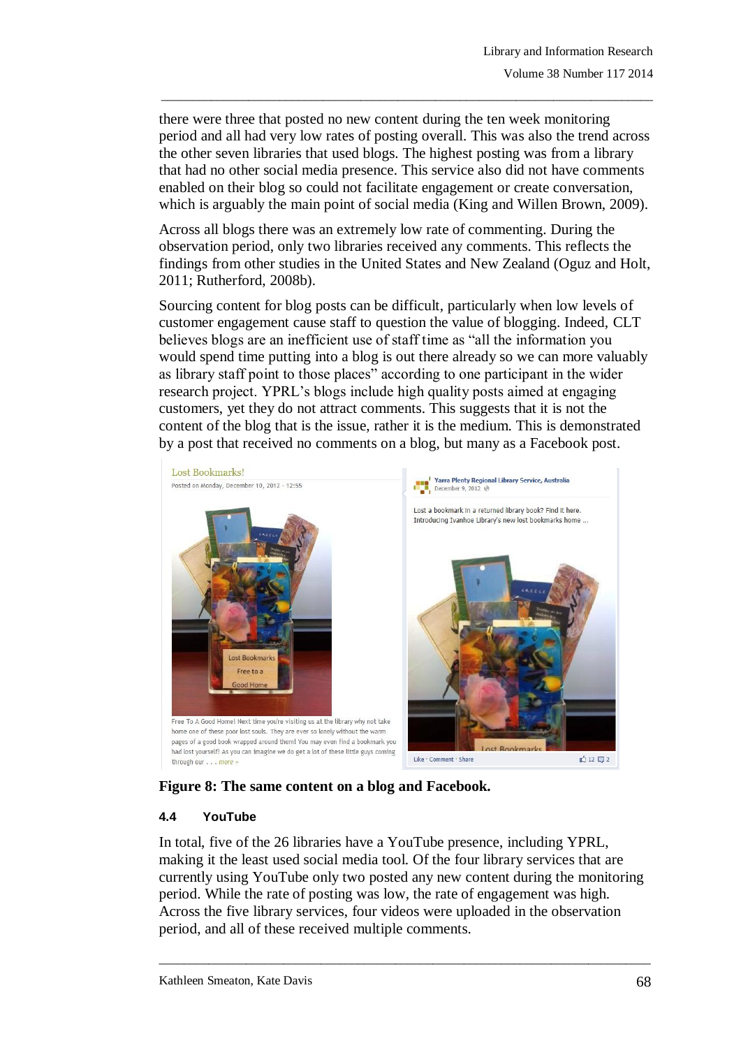there were three that posted no new content during the ten week monitoring period and all had very low rates of posting overall. This was also the trend across the other seven libraries that used blogs. The highest posting was from a library that had no other social media presence. This service also did not have comments enabled on their blog so could not facilitate engagement or create conversation, which is arguably the main point of social media (King and Willen Brown, 2009).

Across all blogs there was an extremely low rate of commenting. During the observation period, only two libraries received any comments. This reflects the findings from other studies in the United States and New Zealand (Oguz and Holt, 2011; Rutherford, 2008b).

Sourcing content for blog posts can be difficult, particularly when low levels of customer engagement cause staff to question the value of blogging. Indeed, CLT believes blogs are an inefficient use of staff time as "all the information you would spend time putting into a blog is out there already so we can more valuably as library staff point to those places" according to one participant in the wider research project. YPRL's blogs include high quality posts aimed at engaging customers, yet they do not attract comments. This suggests that it is not the content of the blog that is the issue, rather it is the medium. This is demonstrated by a post that received no comments on a blog, but many as a Facebook post.

**Figure 8: The same content on a blog and Facebook.**

#### 4.4 YouTube

In total, five of the 26 libraries have a YouTube presence, including YPRL, making it the least used social media tool. Of the four library services that are currently using YouTube only two posted any new content during the monitoring period. While the rate of posting was low, the rate of engagement was high. Across the five library services, four videos were uploaded in the observation period, and all of these received multiple comments.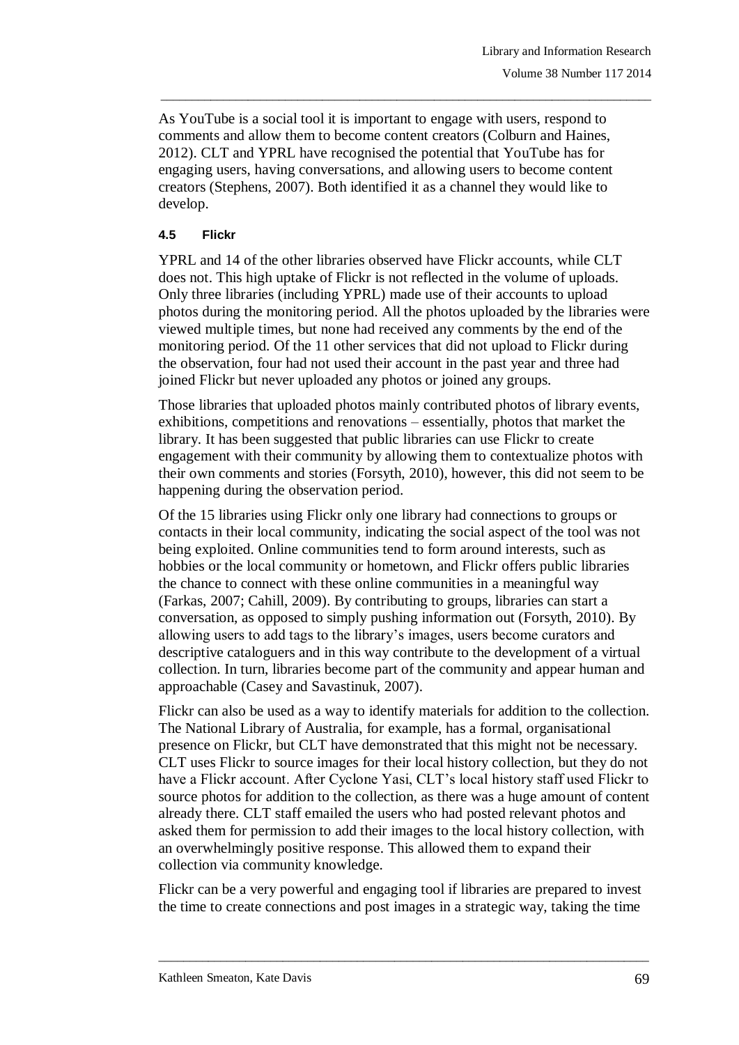As YouTube is a social tool it is important to engage with users, respond to comments and allow them to become content creators (Colburn and Haines, 2012). CLT and YPRL have recognised the potential that YouTube has for engaging users, having conversations, and allowing users to become content creators (Stephens, 2007). Both identified it as a channel they would like to develop.

### 4.5 Flickr

YPRL and 14 of the other libraries observed have Flickr accounts, while CLT does not. This high uptake of Flickr is not reflected in the volume of uploads. Only three libraries (including YPRL) made use of their accounts to upload photos during the monitoring period. All the photos uploaded by the libraries were viewed multiple times, but none had received any comments by the end of the monitoring period. Of the 11 other services that did not upload to Flickr during the observation, four had not used their account in the past year and three had joined Flickr but never uploaded any photos or joined any groups.

Those libraries that uploaded photos mainly contributed photos of library events, exhibitions, competitions and renovations – essentially, photos that market the library. It has been suggested that public libraries can use Flickr to create engagement with their community by allowing them to contextualize photos with their own comments and stories (Forsyth, 2010), however, this did not seem to be happening during the observation period.

Of the 15 libraries using Flickr only one library had connections to groups or contacts in their local community, indicating the social aspect of the tool was not being exploited. Online communities tend to form around interests, such as hobbies or the local community or hometown, and Flickr offers public libraries the chance to connect with these online communities in a meaningful way (Farkas, 2007; Cahill, 2009). By contributing to groups, libraries can start a conversation, as opposed to simply pushing information out (Forsyth, 2010). By allowing users to add tags to the library's images, users become curators and descriptive cataloguers and in this way contribute to the development of a virtual collection. In turn, libraries become part of the community and appear human and approachable (Casey and Savastinuk, 2007).

Flickr can also be used as a way to identify materials for addition to the collection. The National Library of Australia, for example, has a formal, organisational presence on Flickr, but CLT have demonstrated that this might not be necessary. CLT uses Flickr to source images for their local history collection, but they do not have a Flickr account. After Cyclone Yasi, CLT's local history staff used Flickr to source photos for addition to the collection, as there was a huge amount of content already there. CLT staff emailed the users who had posted relevant photos and asked them for permission to add their images to the local history collection, with an overwhelmingly positive response. This allowed them to expand their collection via community knowledge.

Flickr can be a very powerful and engaging tool if libraries are prepared to invest the time to create connections and post images in a strategic way, taking the time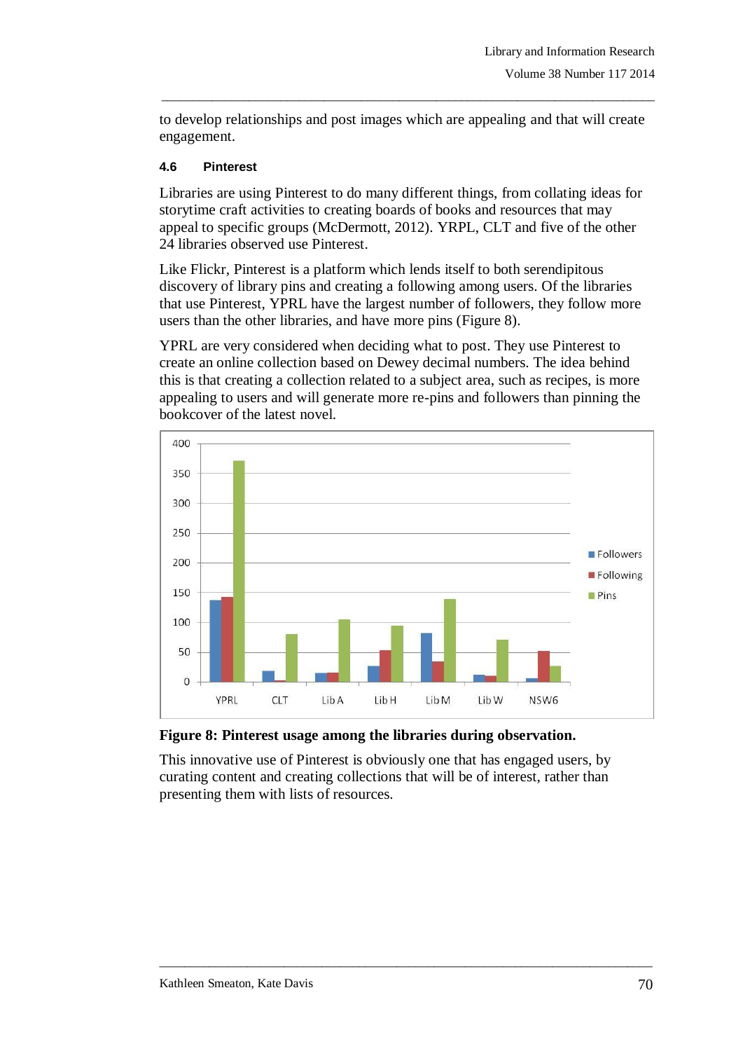to develop relationships and post images which are appealing and that will create engagement.

### 4.6 Pinterest

Libraries are using Pinterest to do many different things, from collating ideas for storytime craft activities to creating boards of books and resources that may appeal to specific groups (McDermott, 2012). YRPL, CLT and five of the other 24 libraries observed use Pinterest.

Like Flickr, Pinterest is a platform which lends itself to both serendipitous discovery of library pins and creating a following among users. Of the libraries that use Pinterest, YPRL have the largest number of followers, they follow more users than the other libraries, and have more pins (Figure 8).

YPRL are very considered when deciding what to post. They use Pinterest to create an online collection based on Dewey decimal numbers. The idea behind this is that creating a collection related to a subject area, such as recipes, is more appealing to users and will generate more re-pins and followers than pinning the bookcover of the latest novel.

**Figure 8: Pinterest usage among the libraries during observation.**

This innovative use of Pinterest is obviously one that has engaged users, by curating content and creating collections that will be of interest, rather than presenting them with lists of resources.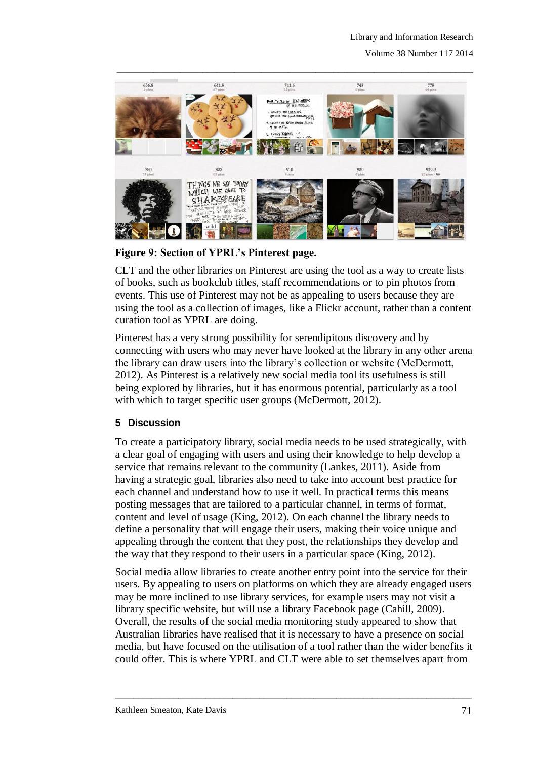**Figure 9: Section of YPRL's Pinterest page.**

CLT and the other libraries on Pinterest are using the tool as a way to create lists of books, such as bookclub titles, staff recommendations or to pin photos from events. This use of Pinterest may not be as appealing to users because they are using the tool as a collection of images, like a Flickr account, rather than a content curation tool as YPRL are doing.

Pinterest has a very strong possibility for serendipitous discovery and by connecting with users who may never have looked at the library in any other arena the library can draw users into the library's collection or website (McDermott, 2012). As Pinterest is a relatively new social media tool its usefulness is still being explored by libraries, but it has enormous potential, particularly as a tool with which to target specific user groups (McDermott, 2012).

## 5 Discussion

To create a participatory library, social media needs to be used strategically, with a clear goal of engaging with users and using their knowledge to help develop a service that remains relevant to the community (Lankes, 2011). Aside from having a strategic goal, libraries also need to take into account best practice for each channel and understand how to use it well. In practical terms this means posting messages that are tailored to a particular channel, in terms of format, content and level of usage (King, 2012). On each channel the library needs to define a personality that will engage their users, making their voice unique and appealing through the content that they post, the relationships they develop and the way that they respond to their users in a particular space (King, 2012).

Social media allow libraries to create another entry point into the service for their users. By appealing to users on platforms on which they are already engaged users may be more inclined to use library services, for example users may not visit a library specific website, but will use a library Facebook page (Cahill, 2009). Overall, the results of the social media monitoring study appeared to show that Australian libraries have realised that it is necessary to have a presence on social media, but have focused on the utilisation of a tool rather than the wider benefits it could offer. This is where YPRL and CLT were able to set themselves apart from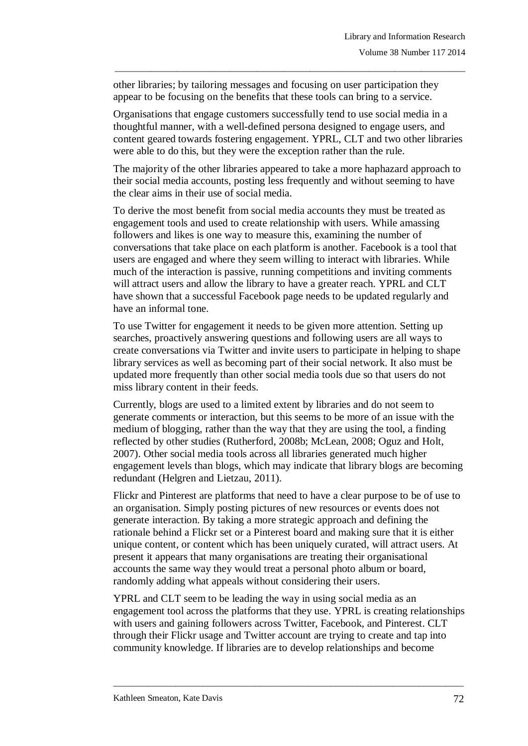other libraries; by tailoring messages and focusing on user participation they appear to be focusing on the benefits that these tools can bring to a service.

Organisations that engage customers successfully tend to use social media in a thoughtful manner, with a well-defined persona designed to engage users, and content geared towards fostering engagement. YPRL, CLT and two other libraries were able to do this, but they were the exception rather than the rule.

The majority of the other libraries appeared to take a more haphazard approach to their social media accounts, posting less frequently and without seeming to have the clear aims in their use of social media.

To derive the most benefit from social media accounts they must be treated as engagement tools and used to create relationship with users. While amassing followers and likes is one way to measure this, examining the number of conversations that take place on each platform is another. Facebook is a tool that users are engaged and where they seem willing to interact with libraries. While much of the interaction is passive, running competitions and inviting comments will attract users and allow the library to have a greater reach. YPRL and CLT have shown that a successful Facebook page needs to be updated regularly and have an informal tone.

To use Twitter for engagement it needs to be given more attention. Setting up searches, proactively answering questions and following users are all ways to create conversations via Twitter and invite users to participate in helping to shape library services as well as becoming part of their social network. It also must be updated more frequently than other social media tools due so that users do not miss library content in their feeds.

Currently, blogs are used to a limited extent by libraries and do not seem to generate comments or interaction, but this seems to be more of an issue with the medium of blogging, rather than the way that they are using the tool, a finding reflected by other studies (Rutherford, 2008b; McLean, 2008; Oguz and Holt, 2007). Other social media tools across all libraries generated much higher engagement levels than blogs, which may indicate that library blogs are becoming redundant (Helgren and Lietzau, 2011).

Flickr and Pinterest are platforms that need to have a clear purpose to be of use to an organisation. Simply posting pictures of new resources or events does not generate interaction. By taking a more strategic approach and defining the rationale behind a Flickr set or a Pinterest board and making sure that it is either unique content, or content which has been uniquely curated, will attract users. At present it appears that many organisations are treating their organisational accounts the same way they would treat a personal photo album or board, randomly adding what appeals without considering their users.

YPRL and CLT seem to be leading the way in using social media as an engagement tool across the platforms that they use. YPRL is creating relationships with users and gaining followers across Twitter, Facebook, and Pinterest. CLT through their Flickr usage and Twitter account are trying to create and tap into community knowledge. If libraries are to develop relationships and become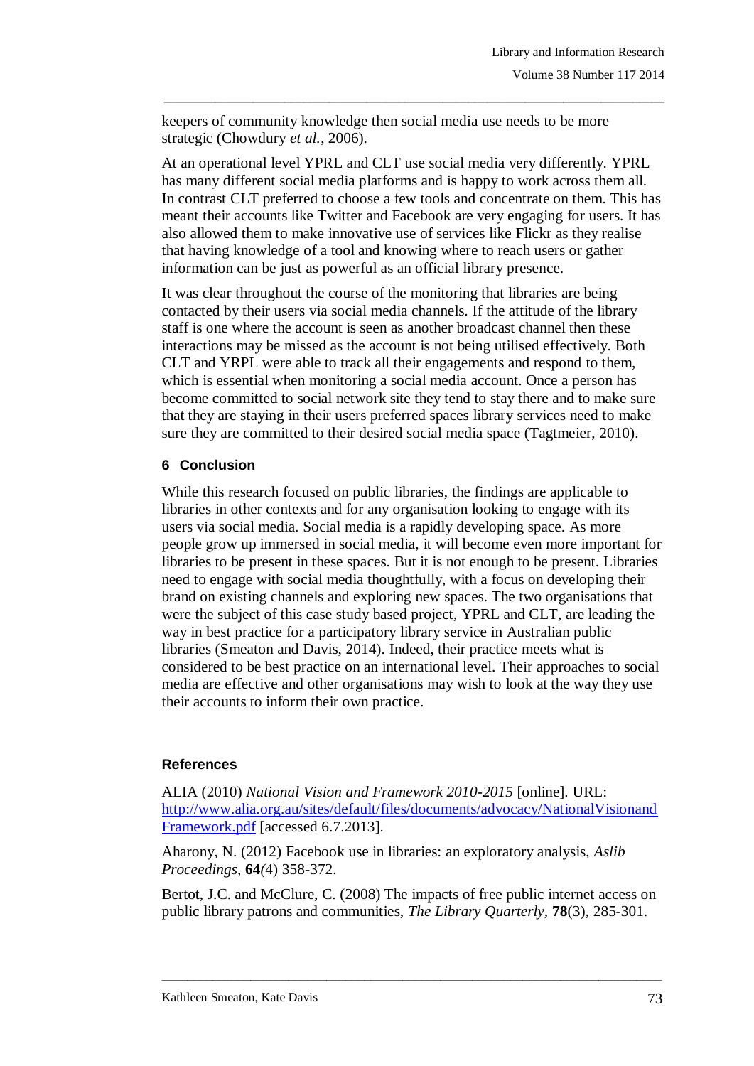keepers of community knowledge then social media use needs to be more strategic (Chowdury *et al.*, 2006).

At an operational level YPRL and CLT use social media very differently. YPRL has many different social media platforms and is happy to work across them all. In contrast CLT preferred to choose a few tools and concentrate on them. This has meant their accounts like Twitter and Facebook are very engaging for users. It has also allowed them to make innovative use of services like Flickr as they realise that having knowledge of a tool and knowing where to reach users or gather information can be just as powerful as an official library presence.

It was clear throughout the course of the monitoring that libraries are being contacted by their users via social media channels. If the attitude of the library staff is one where the account is seen as another broadcast channel then these interactions may be missed as the account is not being utilised effectively. Both CLT and YRPL were able to track all their engagements and respond to them, which is essential when monitoring a social media account. Once a person has become committed to social network site they tend to stay there and to make sure that they are staying in their users preferred spaces library services need to make sure they are committed to their desired social media space (Tagtmeier, 2010).

## 6 Conclusion

While this research focused on public libraries, the findings are applicable to libraries in other contexts and for any organisation looking to engage with its users via social media. Social media is a rapidly developing space. As more people grow up immersed in social media, it will become even more important for libraries to be present in these spaces. But it is not enough to be present. Libraries need to engage with social media thoughtfully, with a focus on developing their brand on existing channels and exploring new spaces. The two organisations that were the subject of this case study based project, YPRL and CLT, are leading the way in best practice for a participatory library service in Australian public libraries (Smeaton and Davis, 2014). Indeed, their practice meets what is considered to be best practice on an international level. Their approaches to social media are effective and other organisations may wish to look at the way they use their accounts to inform their own practice.

## References

ALIA (2010) *National Vision and Framework 2010-2015* [online]. URL: [http://www.alia.org.au/sites/default/files/documents/advocacy/NationalVisionandFramework.pdf](http://www.alia.org.au/sites/default/files/documents/advocacy/NationalVisionandFramework.pdf) [accessed 6.7.2013].

Aharony, N. (2012) Facebook use in libraries: an exploratory analysis, *Aslib Proceedings*, **64***(*4) 358-372.

Bertot, J.C. and McClure, C. (2008) The impacts of free public internet access on public library patrons and communities, *The Library Quarterly*, **78**(3), 285-301.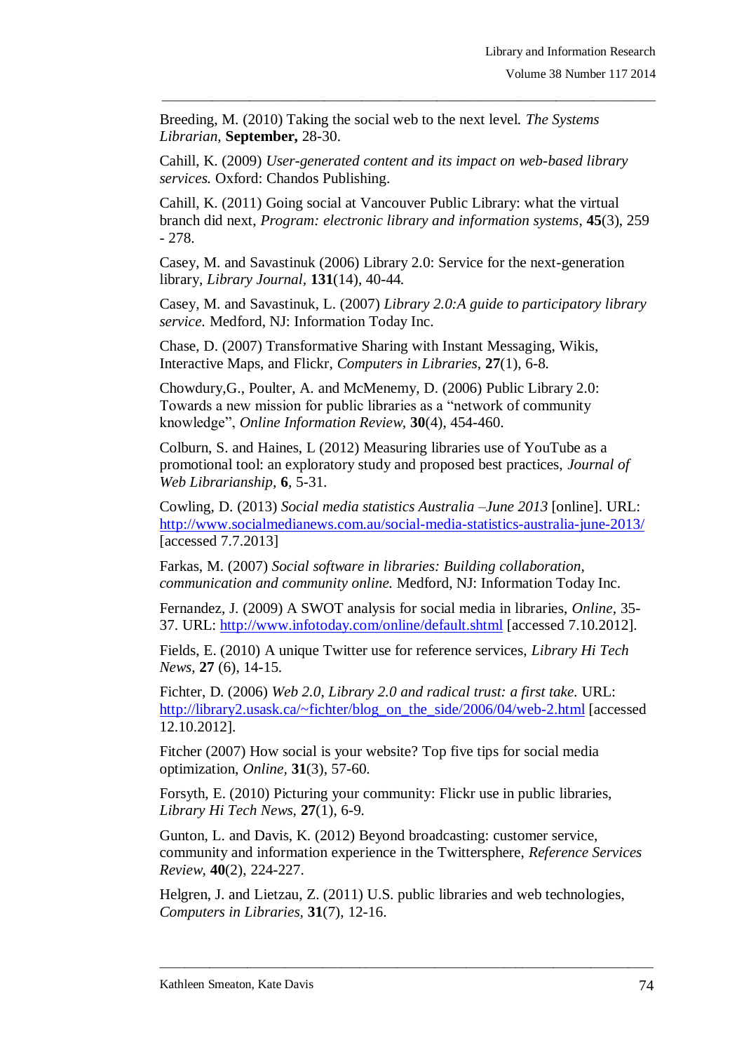Breeding, M. (2010) Taking the social web to the next level*. The Systems Librarian,* **September,** 28-30.

Cahill, K. (2009) *User-generated content and its impact on web-based library services.* Oxford: Chandos Publishing.

Cahill, K. (2011) Going social at Vancouver Public Library: what the virtual branch did next, *Program: electronic library and information systems*, **45**(3), 259 - 278.

Casey, M. and Savastinuk (2006) Library 2.0: Service for the next-generation library*, Library Journal,* **131**(14), 40-44*.*

Casey, M. and Savastinuk, L. (2007) *Library 2.0:A guide to participatory library service.* Medford, NJ: Information Today Inc.

Chase, D. (2007) Transformative Sharing with Instant Messaging, Wikis, Interactive Maps, and Flickr, *Computers in Libraries,* **27**(1), 6-8*.*

Chowdury,G., Poulter, A. and McMenemy, D. (2006) Public Library 2.0: Towards a new mission for public libraries as a "network of community knowledge", *Online Information Review,* **30**(4), 454-460.

Colburn, S. and Haines, L (2012) Measuring libraries use of YouTube as a promotional tool: an exploratory study and proposed best practices, *Journal of Web Librarianship,* **6**, 5-31*.*

Cowling, D. (2013) *Social media statistics Australia –June 2013* [online]. URL: http://www.socialmedianews.com.au/social-media-statistics-australia-june-2013/ [accessed 7.7.2013]

Farkas, M. (2007) *Social software in libraries: Building collaboration, communication and community online.* Medford, NJ: Information Today Inc.

Fernandez, J. (2009) A SWOT analysis for social media in libraries, *Online,* 35-37. URL: http://www.infotoday.com/online/default.shtml [accessed 7.10.2012].

Fields, E. (2010) A unique Twitter use for reference services, *Library Hi Tech News,* **27** (6), 14-15.

Fichter, D. (2006) *Web 2.0, Library 2.0 and radical trust: a first take.* URL: http://library2.usask.ca/~fichter/blog_on_the_side/2006/04/web-2.html [accessed 12.10.2012].

Fitcher (2007) How social is your website? Top five tips for social media optimization, *Online,* **31**(3), 57-60.

Forsyth, E. (2010) Picturing your community: Flickr use in public libraries, *Library Hi Tech News,* **27**(1), 6-9*.*

Gunton, L. and Davis, K. (2012) Beyond broadcasting: customer service, community and information experience in the Twittersphere, *Reference Services Review,* **40**(2), 224-227.

Helgren, J. and Lietzau, Z. (2011) U.S. public libraries and web technologies, *Computers in Libraries,* **31**(7), 12-16.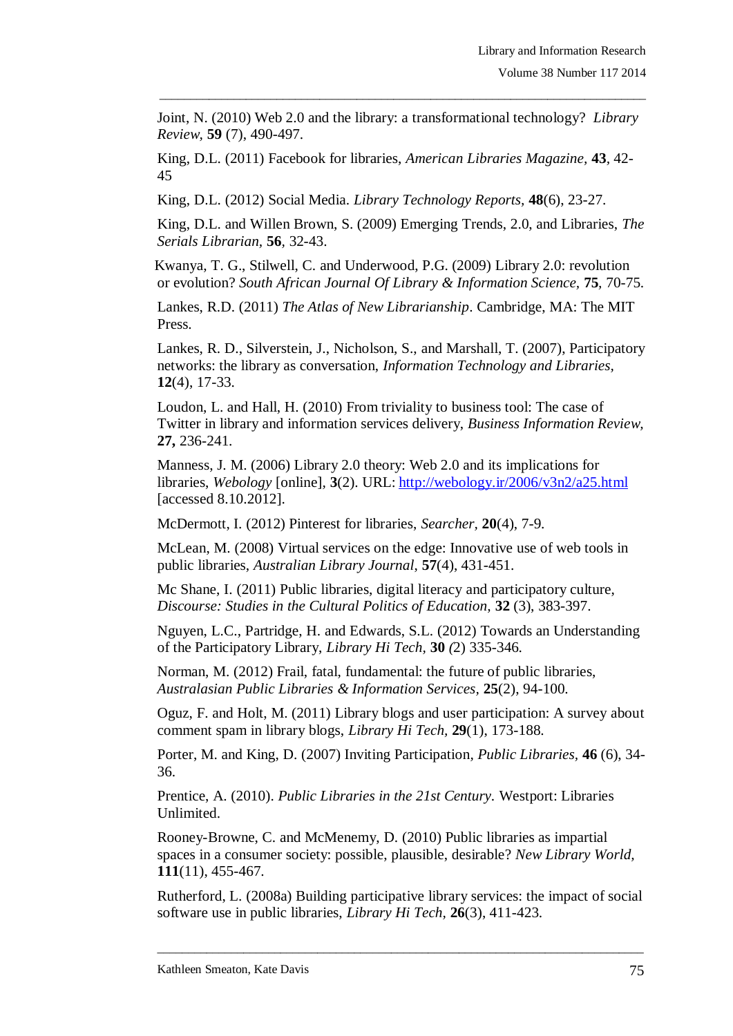Joint, N. (2010) Web 2.0 and the library: a transformational technology? *Library Review*, **59** (7), 490-497.

King, D.L. (2011) Facebook for libraries, *American Libraries Magazine*, **43**, 42-45

King, D.L. (2012) Social Media. *Library Technology Reports*, **48**(6), 23-27.

King, D.L. and Willen Brown, S. (2009) Emerging Trends, 2.0, and Libraries, *The Serials Librarian*, **56**, 32-43.

Kwanya, T. G., Stilwell, C. and Underwood, P.G. (2009) Library 2.0: revolution or evolution? *South African Journal Of Library & Information Science*, **75**, 70-75.

Lankes, R.D. (2011) *The Atlas of New Librarianship*. Cambridge, MA: The MIT Press.

Lankes, R. D., Silverstein, J., Nicholson, S., and Marshall, T. (2007), Participatory networks: the library as conversation, *Information Technology and Libraries*, **12**(4), 17-33.

Loudon, L. and Hall, H. (2010) From triviality to business tool: The case of Twitter in library and information services delivery, *Business Information Review*, **27**, 236-241.

Manness, J. M. (2006) Library 2.0 theory: Web 2.0 and its implications for libraries, *Webology* [online], **3**(2). URL: http://webology.ir/2006/v3n2/a25.html [accessed 8.10.2012].

McDermott, I. (2012) Pinterest for libraries, *Searcher*, **20**(4), 7-9.

McLean, M. (2008) Virtual services on the edge: Innovative use of web tools in public libraries, *Australian Library Journal*, **57**(4), 431-451.

Mc Shane, I. (2011) Public libraries, digital literacy and participatory culture, *Discourse: Studies in the Cultural Politics of Education*, **32** (3), 383-397.

Nguyen, L.C., Partridge, H. and Edwards, S.L. (2012) Towards an Understanding of the Participatory Library, *Library Hi Tech*, **30** *(*2) 335-346.

Norman, M. (2012) Frail, fatal, fundamental: the future of public libraries, *Australasian Public Libraries & Information Services*, **25**(2), 94-100.

Oguz, F. and Holt, M. (2011) Library blogs and user participation: A survey about comment spam in library blogs, *Library Hi Tech*, **29**(1), 173-188.

Porter, M. and King, D. (2007) Inviting Participation, *Public Libraries*, **46** (6), 34-36.

Prentice, A. (2010). *Public Libraries in the 21st Century*. Westport: Libraries Unlimited.

Rooney-Browne, C. and McMenemy, D. (2010) Public libraries as impartial spaces in a consumer society: possible, plausible, desirable? *New Library World*, **111**(11), 455-467.

Rutherford, L. (2008a) Building participative library services: the impact of social software use in public libraries, *Library Hi Tech*, **26**(3), 411-423.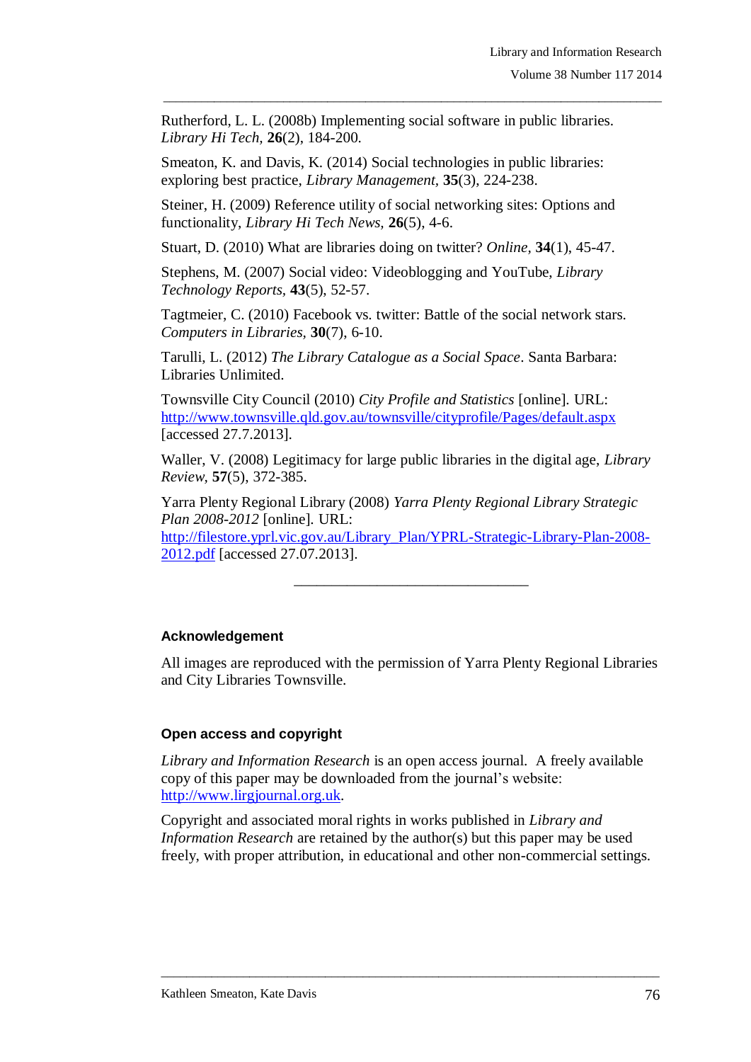Rutherford, L. L. (2008b) Implementing social software in public libraries. *Library Hi Tech,* **26**(2), 184-200.

Smeaton, K. and Davis, K. (2014) Social technologies in public libraries: exploring best practice, *Library Management,* **35**(3), 224-238.

Steiner, H. (2009) Reference utility of social networking sites: Options and functionality, *Library Hi Tech News,* **26**(5), 4-6.

Stuart, D. (2010) What are libraries doing on twitter? *Online,* **34**(1), 45-47.

Stephens, M. (2007) Social video: Videoblogging and YouTube, *Library Technology Reports,* **43**(5), 52-57.

Tagtmeier, C. (2010) Facebook vs. twitter: Battle of the social network stars. *Computers in Libraries,* **30**(7), 6-10.

Tarulli, L. (2012) *The Library Catalogue as a Social Space*. Santa Barbara: Libraries Unlimited.

Townsville City Council (2010) *City Profile and Statistics* [online]. URL: http://www.townsville.qld.gov.au/townsville/cityprofile/Pages/default.aspx [accessed 27.7.2013].

Waller, V. (2008) Legitimacy for large public libraries in the digital age, *Library Review,* **57**(5), 372-385.

Yarra Plenty Regional Library (2008) *Yarra Plenty Regional Library Strategic Plan 2008-2012* [online]. URL: http://filestore.yprl.vic.gov.au/Library_Plan/YPRL-Strategic-Library-Plan-2008-2012.pdf [accessed 27.07.2013].

---

### Acknowledgement

All images are reproduced with the permission of Yarra Plenty Regional Libraries and City Libraries Townsville.

### Open access and copyright

*Library and Information Research* is an open access journal. A freely available copy of this paper may be downloaded from the journal's website: http://www.lirgjournal.org.uk.

Copyright and associated moral rights in works published in *Library and Information Research* are retained by the author(s) but this paper may be used freely, with proper attribution, in educational and other non-commercial settings.